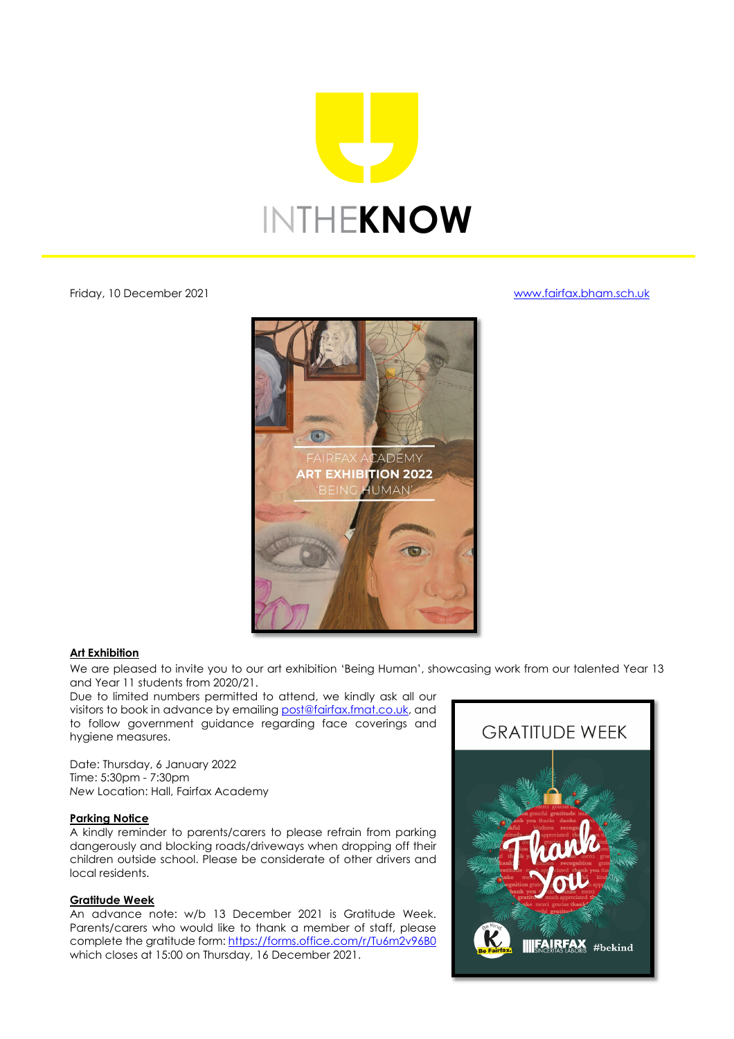# INTHEKNOW

Friday, 10 December 2021

www.fairfax.bham.sch.uk

FAIRFAX ACADEMY
**ART EXHIBITION 2022**
'BEING HUMAN'

**Art Exhibition**

We are pleased to invite you to our art exhibition 'Being Human', showcasing work from our talented Year 13 and Year 11 students from 2020/21.

Due to limited numbers permitted to attend, we kindly ask all our visitors to book in advance by emailing post@fairfax.fmat.co.uk, and to follow government guidance regarding face coverings and hygiene measures.

Date: Thursday, 6 January 2022
Time: 5:30pm - 7:30pm
*New* Location: Hall, Fairfax Academy

**Parking Notice**

A kindly reminder to parents/carers to please refrain from parking dangerously and blocking roads/driveways when dropping off their children outside school. Please be considerate of other drivers and local residents.

**Gratitude Week**

An advance note: w/b 13 December 2021 is Gratitude Week. Parents/carers who would like to thank a member of staff, please complete the gratitude form: https://forms.office.com/r/Tu6m2v96B0 which closes at 15:00 on Thursday, 16 December 2021.

GRATITUDE WEEK

Thank You

FAIRFAX #bekind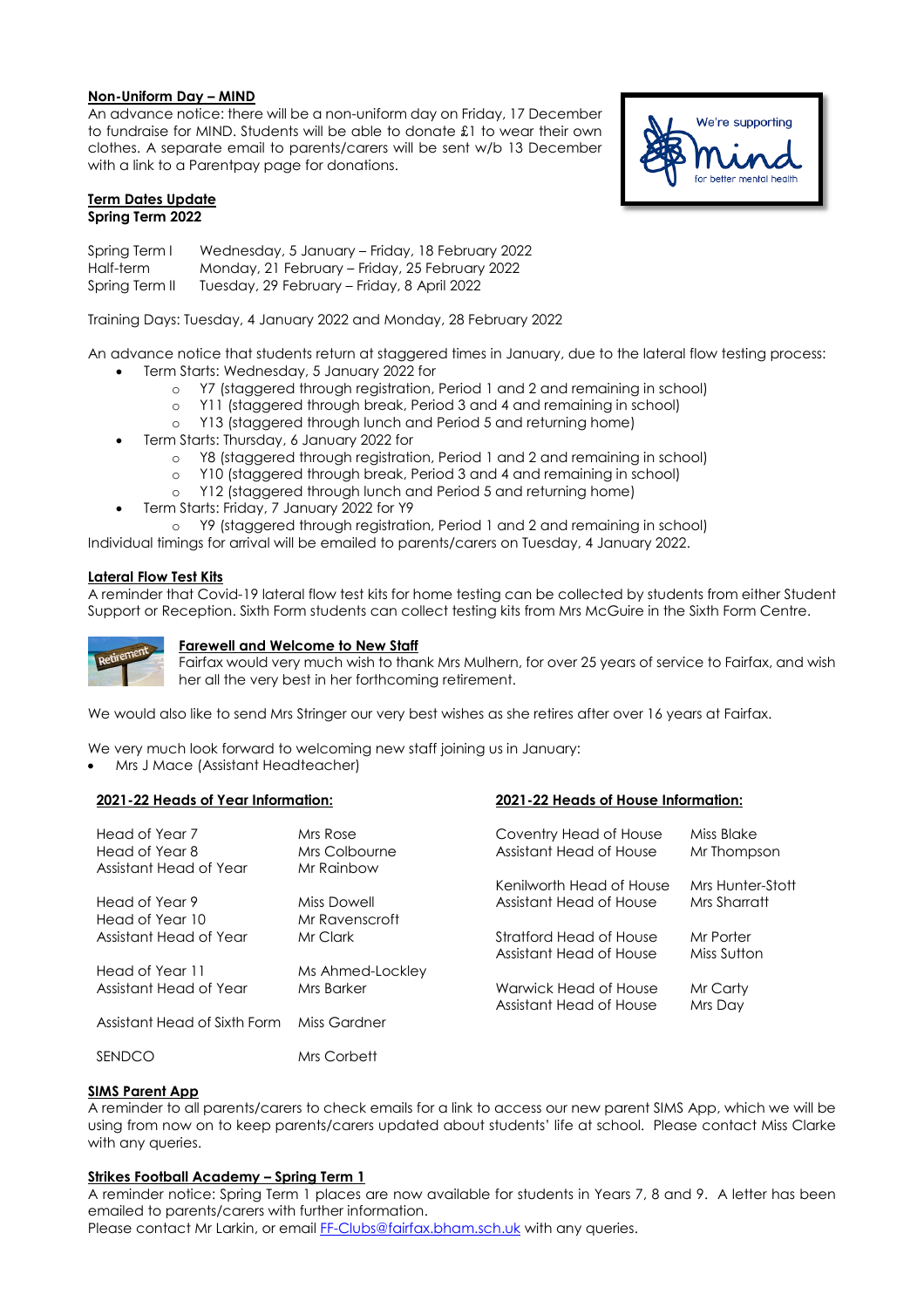### Non-Uniform Day – MIND

An advance notice: there will be a non-uniform day on Friday, 17 December to fundraise for MIND. Students will be able to donate £1 to wear their own clothes. A separate email to parents/carers will be sent w/b 13 December with a link to a Parentpay page for donations.

### Term Dates Update

**Spring Term 2022**

| | |
|---|---|
| Spring Term I | Wednesday, 5 January – Friday, 18 February 2022 |
| Half-term | Monday, 21 February – Friday, 25 February 2022 |
| Spring Term II | Tuesday, 29 February – Friday, 8 April 2022 |

Training Days: Tuesday, 4 January 2022 and Monday, 28 February 2022

An advance notice that students return at staggered times in January, due to the lateral flow testing process:

- Term Starts: Wednesday, 5 January 2022 for
  - Y7 (staggered through registration, Period 1 and 2 and remaining in school)
  - Y11 (staggered through break, Period 3 and 4 and remaining in school)
  - Y13 (staggered through lunch and Period 5 and returning home)
- Term Starts: Thursday, 6 January 2022 for
  - Y8 (staggered through registration, Period 1 and 2 and remaining in school)
  - Y10 (staggered through break, Period 3 and 4 and remaining in school)
  - Y12 (staggered through lunch and Period 5 and returning home)
- Term Starts: Friday, 7 January 2022 for Y9
  - Y9 (staggered through registration, Period 1 and 2 and remaining in school)

Individual timings for arrival will be emailed to parents/carers on Tuesday, 4 January 2022.

### Lateral Flow Test Kits

A reminder that Covid-19 lateral flow test kits for home testing can be collected by students from either Student Support or Reception. Sixth Form students can collect testing kits from Mrs McGuire in the Sixth Form Centre.

### Farewell and Welcome to New Staff

Fairfax would very much wish to thank Mrs Mulhern, for over 25 years of service to Fairfax, and wish her all the very best in her forthcoming retirement.

We would also like to send Mrs Stringer our very best wishes as she retires after over 16 years at Fairfax.

We very much look forward to welcoming new staff joining us in January:

- Mrs J Mace (Assistant Headteacher)

### 2021-22 Heads of Year Information:

| | |
|---|---|
| Head of Year 7 | Mrs Rose |
| Head of Year 8 | Mrs Colbourne |
| Assistant Head of Year | Mr Rainbow |
| Head of Year 9 | Miss Dowell |
| Head of Year 10 | Mr Ravenscroft |
| Assistant Head of Year | Mr Clark |
| Head of Year 11 | Ms Ahmed-Lockley |
| Assistant Head of Year | Mrs Barker |
| Assistant Head of Sixth Form | Miss Gardner |
| SENDCO | Mrs Corbett |

### 2021-22 Heads of House Information:

| | |
|---|---|
| Coventry Head of House | Miss Blake |
| Assistant Head of House | Mr Thompson |
| Kenilworth Head of House | Mrs Hunter-Stott |
| Assistant Head of House | Mrs Sharratt |
| Stratford Head of House | Mr Porter |
| Assistant Head of House | Miss Sutton |
| Warwick Head of House | Mr Carty |
| Assistant Head of House | Mrs Day |

### SIMS Parent App

A reminder to all parents/carers to check emails for a link to access our new parent SIMS App, which we will be using from now on to keep parents/carers updated about students' life at school. Please contact Miss Clarke with any queries.

### Strikes Football Academy – Spring Term 1

A reminder notice: Spring Term 1 places are now available for students in Years 7, 8 and 9. A letter has been emailed to parents/carers with further information.

Please contact Mr Larkin, or email FF-Clubs@fairfax.bham.sch.uk with any queries.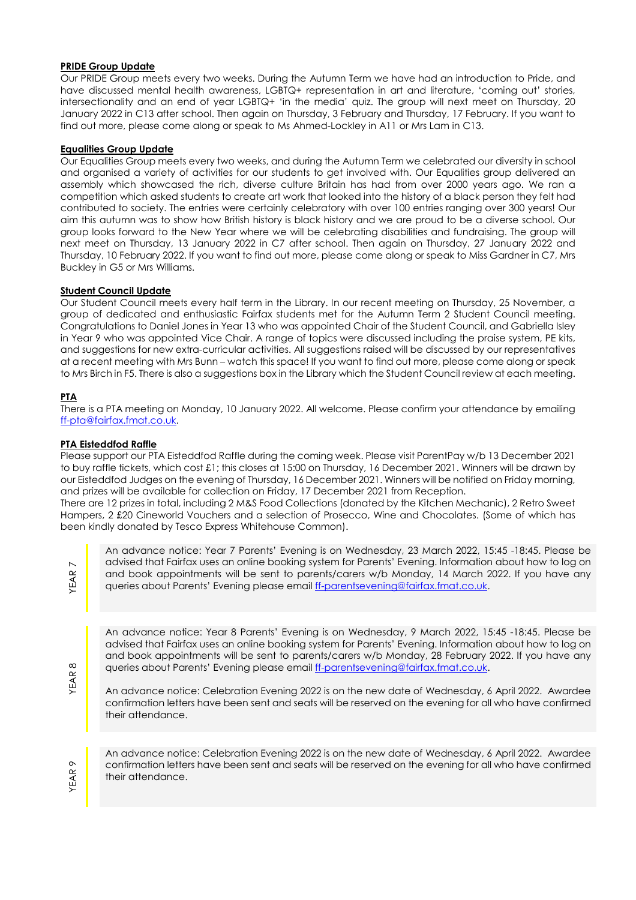**PRIDE Group Update**

Our PRIDE Group meets every two weeks. During the Autumn Term we have had an introduction to Pride, and have discussed mental health awareness, LGBTQ+ representation in art and literature, 'coming out' stories, intersectionality and an end of year LGBTQ+ 'in the media' quiz. The group will next meet on Thursday, 20 January 2022 in C13 after school. Then again on Thursday, 3 February and Thursday, 17 February. If you want to find out more, please come along or speak to Ms Ahmed-Lockley in A11 or Mrs Lam in C13.

**Equalities Group Update**

Our Equalities Group meets every two weeks, and during the Autumn Term we celebrated our diversity in school and organised a variety of activities for our students to get involved with. Our Equalities group delivered an assembly which showcased the rich, diverse culture Britain has had from over 2000 years ago. We ran a competition which asked students to create art work that looked into the history of a black person they felt had contributed to society. The entries were certainly celebratory with over 100 entries ranging over 300 years! Our aim this autumn was to show how British history is black history and we are proud to be a diverse school. Our group looks forward to the New Year where we will be celebrating disabilities and fundraising. The group will next meet on Thursday, 13 January 2022 in C7 after school. Then again on Thursday, 27 January 2022 and Thursday, 10 February 2022. If you want to find out more, please come along or speak to Miss Gardner in C7, Mrs Buckley in G5 or Mrs Williams.

**Student Council Update**

Our Student Council meets every half term in the Library. In our recent meeting on Thursday, 25 November, a group of dedicated and enthusiastic Fairfax students met for the Autumn Term 2 Student Council meeting. Congratulations to Daniel Jones in Year 13 who was appointed Chair of the Student Council, and Gabriella Isley in Year 9 who was appointed Vice Chair. A range of topics were discussed including the praise system, PE kits, and suggestions for new extra-curricular activities. All suggestions raised will be discussed by our representatives at a recent meeting with Mrs Bunn – watch this space! If you want to find out more, please come along or speak to Mrs Birch in F5. There is also a suggestions box in the Library which the Student Council review at each meeting.

**PTA**

There is a PTA meeting on Monday, 10 January 2022. All welcome. Please confirm your attendance by emailing ff-pta@fairfax.fmat.co.uk.

**PTA Eisteddfod Raffle**

Please support our PTA Eisteddfod Raffle during the coming week. Please visit ParentPay w/b 13 December 2021 to buy raffle tickets, which cost £1; this closes at 15:00 on Thursday, 16 December 2021. Winners will be drawn by our Eisteddfod Judges on the evening of Thursday, 16 December 2021. Winners will be notified on Friday morning, and prizes will be available for collection on Friday, 17 December 2021 from Reception.

There are 12 prizes in total, including 2 M&S Food Collections (donated by the Kitchen Mechanic), 2 Retro Sweet Hampers, 2 £20 Cineworld Vouchers and a selection of Prosecco, Wine and Chocolates. (Some of which has been kindly donated by Tesco Express Whitehouse Common).

**YEAR 7**

An advance notice: Year 7 Parents' Evening is on Wednesday, 23 March 2022, 15:45 -18:45. Please be advised that Fairfax uses an online booking system for Parents' Evening. Information about how to log on and book appointments will be sent to parents/carers w/b Monday, 14 March 2022. If you have any queries about Parents' Evening please email ff-parentsevening@fairfax.fmat.co.uk.

**YEAR 8**

An advance notice: Year 8 Parents' Evening is on Wednesday, 9 March 2022, 15:45 -18:45. Please be advised that Fairfax uses an online booking system for Parents' Evening. Information about how to log on and book appointments will be sent to parents/carers w/b Monday, 28 February 2022. If you have any queries about Parents' Evening please email ff-parentsevening@fairfax.fmat.co.uk.

An advance notice: Celebration Evening 2022 is on the new date of Wednesday, 6 April 2022. Awardee confirmation letters have been sent and seats will be reserved on the evening for all who have confirmed their attendance.

**YEAR 9**

An advance notice: Celebration Evening 2022 is on the new date of Wednesday, 6 April 2022. Awardee confirmation letters have been sent and seats will be reserved on the evening for all who have confirmed their attendance.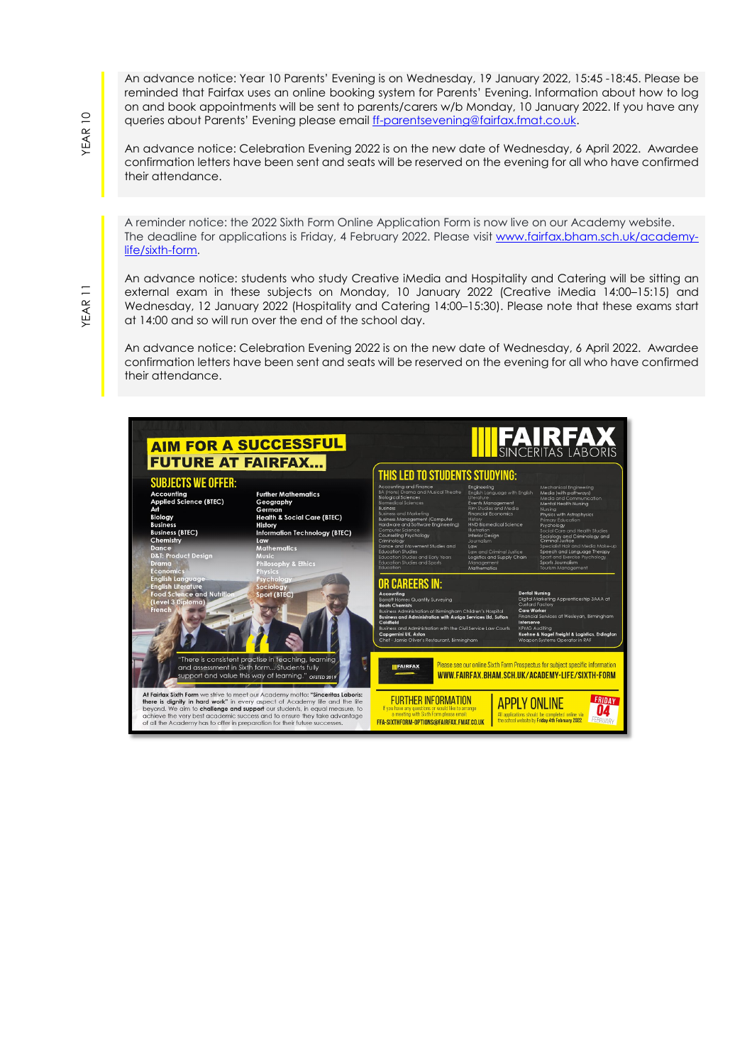## YEAR 10

An advance notice: Year 10 Parents' Evening is on Wednesday, 19 January 2022, 15:45 -18:45. Please be reminded that Fairfax uses an online booking system for Parents' Evening. Information about how to log on and book appointments will be sent to parents/carers w/b Monday, 10 January 2022. If you have any queries about Parents' Evening please email ff-parentsevening@fairfax.fmat.co.uk.

An advance notice: Celebration Evening 2022 is on the new date of Wednesday, 6 April 2022. Awardee confirmation letters have been sent and seats will be reserved on the evening for all who have confirmed their attendance.

## YEAR 11

A reminder notice: the 2022 Sixth Form Online Application Form is now live on our Academy website. The deadline for applications is Friday, 4 February 2022. Please visit www.fairfax.bham.sch.uk/academy-life/sixth-form.

An advance notice: students who study Creative iMedia and Hospitality and Catering will be sitting an external exam in these subjects on Monday, 10 January 2022 (Creative iMedia 14:00–15:15) and Wednesday, 12 January 2022 (Hospitality and Catering 14:00–15:30). Please note that these exams start at 14:00 and so will run over the end of the school day.

An advance notice: Celebration Evening 2022 is on the new date of Wednesday, 6 April 2022. Awardee confirmation letters have been sent and seats will be reserved on the evening for all who have confirmed their attendance.

# AIM FOR A SUCCESSFUL FUTURE AT FAIRFAX...

**FAIRFAX** SINCERITAS LABORIS

## SUBJECTS WE OFFER:

- Accounting
- Applied Science (BTEC)
- Art
- Biology
- Business
- Business (BTEC)
- Chemistry
- Dance
- D&T: Product Design
- Drama
- Economics
- English Language
- English Literature
- Food Science and Nutrition (Level 3 Diploma)
- French
- Further Mathematics
- Geography
- German
- Health & Social Care (BTEC)
- History
- Information Technology (BTEC)
- Law
- Mathematics
- Music
- Philosophy & Ethics
- Physics
- Psychology
- Sociology
- Sport (BTEC)

"There is consistent practice in teaching, learning and assessment in Sixth form... Students fully support and value this way of learning." OFSTED 2019

At Fairfax Sixth Form we strive to meet our Academy motto: **"Sinceritas Laboris: there is dignity in hard work"** in every aspect of Academy life and the life beyond. We aim to **challenge and support** our students, in equal measure, to achieve the very best academic success and to ensure they take advantage of all the Academy has to offer in preparation for their future successes.

## THIS LED TO STUDENTS STUDYING:

Accounting and Finance, BA (Hons) Drama and Musical Theatre, Biological Sciences, Biomedical Sciences, Business, Business and Marketing, Business Management (Computer Hardware and Software Engineering), Computer Science, Counselling Psychology, Criminology, Dance and Movement Studies and Education Studies, Education Studies and Early Years, Education Studies and Sports, Education, Engineering, English Language with English Literature, Events Management, Film Studies and Media, Financial Economics, History, HND Biomedical Science, Illustration, Interior Design, Journalism, Law, Law and Criminal Justice, Logistics and Supply Chain Management, Mathematics, Mechanical Engineering, Media (with pathways), Media and Communication, Mental Health Nursing, Nursing, Physics with Astrophysics, Primary Education, Psychology, Social Care and Health Studies, Sociology and Criminology and Criminal Justice, Specialist Hair and Media Make-up, Speech and Language Therapy, Sport and Exercise Psychology, Sports Journalism, Tourism Management

## OR CAREERS IN:

- **Accounting**
- Barratt Homes Quantity Surveying
- **Boots Chemists**
- Business Administration at Birmingham Children's Hospital
- **Business and Administration with Auriga Services Ltd, Sutton Coldfield**
- Business and Administration with the Civil Service Law Courts
- **Capgemini UK, Aston**
- Chef - Jamie Oliver's Restaurant, Birmingham
- **Dental Nursing**
- Digital Marketing Apprenticeship 3AAA at Custard Factory
- **Care Worker**
- Financial Services at Wesleyan, Birmingham
- **Interserve**
- KPMG Auditing
- **Kuehne & Nagel Freight & Logistics, Erdington**
- Weapon Systems Operator in RAF

Please see our online Sixth Form Prospectus for subject specific information
**WWW.FAIRFAX.BHAM.SCH.UK/ACADEMY-LIFE/SIXTH-FORM**

### FURTHER INFORMATION

If you have any questions or would like to arrange a meeting with Sixth Form please email:
**FFA-SIXTHFORM-OPTIONS@FAIRFAX.FMAT.CO.UK**

### APPLY ONLINE

All applications should be completed online via the school website by **Friday 4th February 2022**

FRIDAY 04 FEBRUARY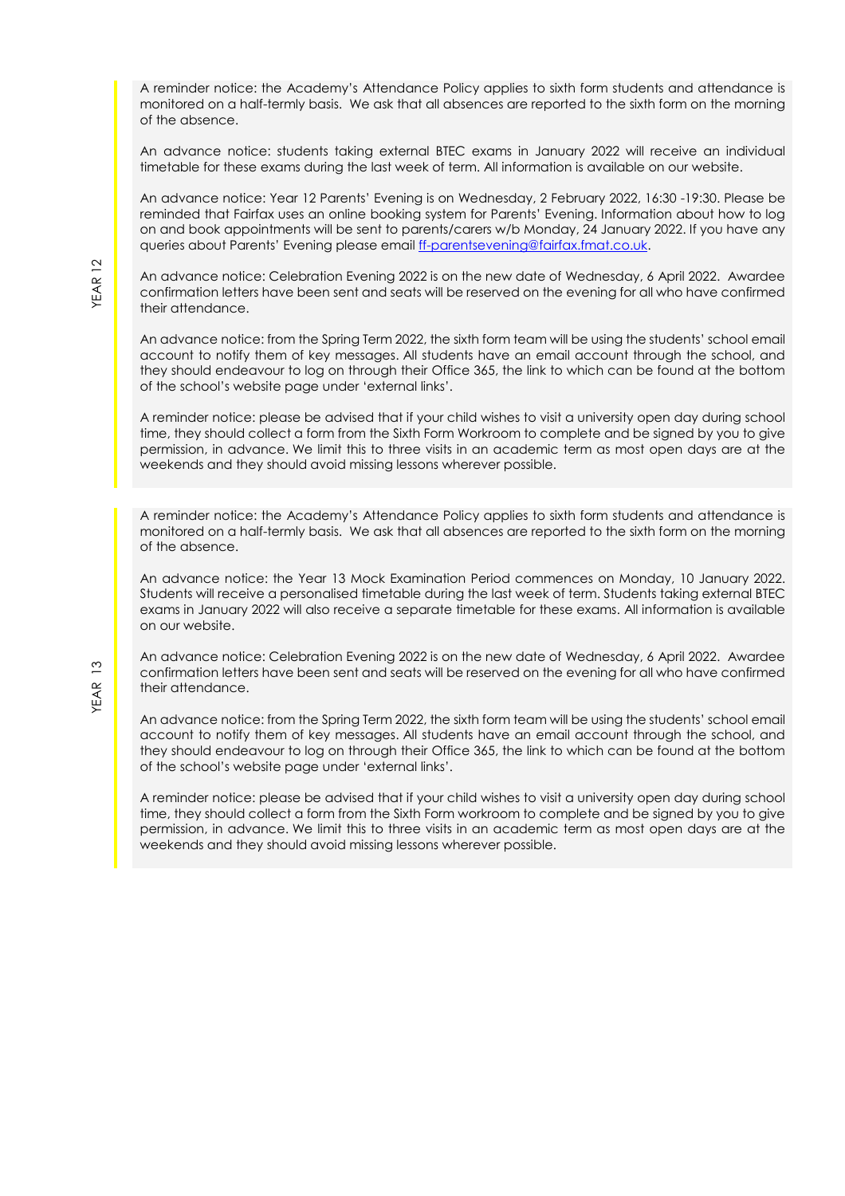## YEAR 12

A reminder notice: the Academy's Attendance Policy applies to sixth form students and attendance is monitored on a half-termly basis. We ask that all absences are reported to the sixth form on the morning of the absence.

An advance notice: students taking external BTEC exams in January 2022 will receive an individual timetable for these exams during the last week of term. All information is available on our website.

An advance notice: Year 12 Parents' Evening is on Wednesday, 2 February 2022, 16:30 -19:30. Please be reminded that Fairfax uses an online booking system for Parents' Evening. Information about how to log on and book appointments will be sent to parents/carers w/b Monday, 24 January 2022. If you have any queries about Parents' Evening please email [ff-parentsevening@fairfax.fmat.co.uk](mailto:ff-parentsevening@fairfax.fmat.co.uk).

An advance notice: Celebration Evening 2022 is on the new date of Wednesday, 6 April 2022. Awardee confirmation letters have been sent and seats will be reserved on the evening for all who have confirmed their attendance.

An advance notice: from the Spring Term 2022, the sixth form team will be using the students' school email account to notify them of key messages. All students have an email account through the school, and they should endeavour to log on through their Office 365, the link to which can be found at the bottom of the school's website page under 'external links'.

A reminder notice: please be advised that if your child wishes to visit a university open day during school time, they should collect a form from the Sixth Form Workroom to complete and be signed by you to give permission, in advance. We limit this to three visits in an academic term as most open days are at the weekends and they should avoid missing lessons wherever possible.

## YEAR 13

A reminder notice: the Academy's Attendance Policy applies to sixth form students and attendance is monitored on a half-termly basis. We ask that all absences are reported to the sixth form on the morning of the absence.

An advance notice: the Year 13 Mock Examination Period commences on Monday, 10 January 2022. Students will receive a personalised timetable during the last week of term. Students taking external BTEC exams in January 2022 will also receive a separate timetable for these exams. All information is available on our website.

An advance notice: Celebration Evening 2022 is on the new date of Wednesday, 6 April 2022. Awardee confirmation letters have been sent and seats will be reserved on the evening for all who have confirmed their attendance.

An advance notice: from the Spring Term 2022, the sixth form team will be using the students' school email account to notify them of key messages. All students have an email account through the school, and they should endeavour to log on through their Office 365, the link to which can be found at the bottom of the school's website page under 'external links'.

A reminder notice: please be advised that if your child wishes to visit a university open day during school time, they should collect a form from the Sixth Form workroom to complete and be signed by you to give permission, in advance. We limit this to three visits in an academic term as most open days are at the weekends and they should avoid missing lessons wherever possible.